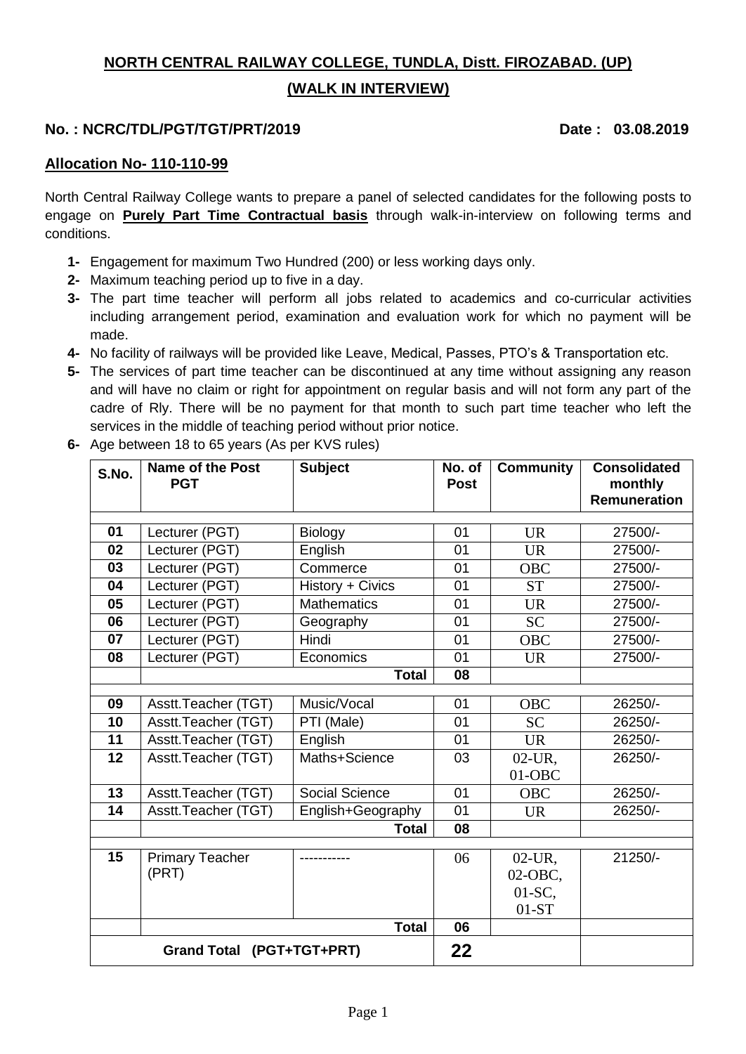# NORTH CENTRAL RAILWAY COLLEGE, TUNDLA, Distt. FIROZABAD. (UP)

## (WALK IN INTERVIEW)

**No. : NCRC/TDL/PGT/TGT/PRT/2019** **Date : 03.08.2019**

**Allocation No- 110-110-99**

North Central Railway College wants to prepare a panel of selected candidates for the following posts to engage on **Purely Part Time Contractual basis** through walk-in-interview on following terms and conditions.

1- Engagement for maximum Two Hundred (200) or less working days only.
2- Maximum teaching period up to five in a day.
3- The part time teacher will perform all jobs related to academics and co-curricular activities including arrangement period, examination and evaluation work for which no payment will be made.
4- No facility of railways will be provided like Leave, Medical, Passes, PTO's & Transportation etc.
5- The services of part time teacher can be discontinued at any time without assigning any reason and will have no claim or right for appointment on regular basis and will not form any part of the cadre of Rly. There will be no payment for that month to such part time teacher who left the services in the middle of teaching period without prior notice.
6- Age between 18 to 65 years (As per KVS rules)

| S.No. | Name of the Post PGT | Subject | No. of Post | Community | Consolidated monthly Remuneration |
|---|---|---|---|---|---|
| 01 | Lecturer (PGT) | Biology | 01 | UR | 27500/- |
| 02 | Lecturer (PGT) | English | 01 | UR | 27500/- |
| 03 | Lecturer (PGT) | Commerce | 01 | OBC | 27500/- |
| 04 | Lecturer (PGT) | History + Civics | 01 | ST | 27500/- |
| 05 | Lecturer (PGT) | Mathematics | 01 | UR | 27500/- |
| 06 | Lecturer (PGT) | Geography | 01 | SC | 27500/- |
| 07 | Lecturer (PGT) | Hindi | 01 | OBC | 27500/- |
| 08 | Lecturer (PGT) | Economics | 01 | UR | 27500/- |
| | | **Total** | **08** | | |
| 09 | Asstt.Teacher (TGT) | Music/Vocal | 01 | OBC | 26250/- |
| 10 | Asstt.Teacher (TGT) | PTI (Male) | 01 | SC | 26250/- |
| 11 | Asstt.Teacher (TGT) | English | 01 | UR | 26250/- |
| 12 | Asstt.Teacher (TGT) | Maths+Science | 03 | 02-UR, 01-OBC | 26250/- |
| 13 | Asstt.Teacher (TGT) | Social Science | 01 | OBC | 26250/- |
| 14 | Asstt.Teacher (TGT) | English+Geography | 01 | UR | 26250/- |
| | | **Total** | **08** | | |
| 15 | Primary Teacher (PRT) | ----------- | 06 | 02-UR, 02-OBC, 01-SC, 01-ST | 21250/- |
| | | **Total** | **06** | | |
| **Grand Total (PGT+TGT+PRT)** | | | **22** | | |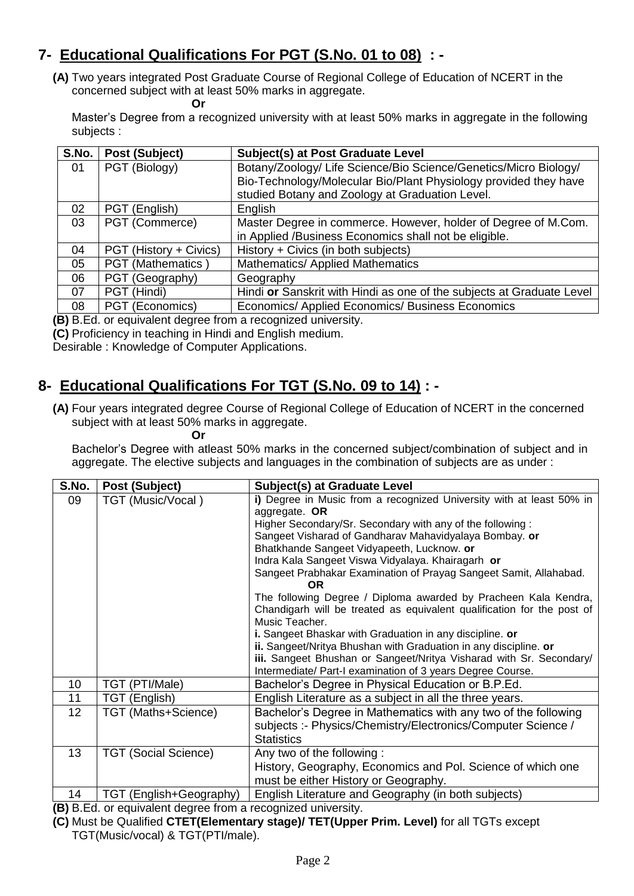## 7- Educational Qualifications For PGT (S.No. 01 to 08) : -

**(A)** Two years integrated Post Graduate Course of Regional College of Education of NCERT in the concerned subject with at least 50% marks in aggregate.

**Or**

Master's Degree from a recognized university with at least 50% marks in aggregate in the following subjects :

| S.No. | Post (Subject) | Subject(s) at Post Graduate Level |
|---|---|---|
| 01 | PGT (Biology) | Botany/Zoology/ Life Science/Bio Science/Genetics/Micro Biology/ Bio-Technology/Molecular Bio/Plant Physiology provided they have studied Botany and Zoology at Graduation Level. |
| 02 | PGT (English) | English |
| 03 | PGT (Commerce) | Master Degree in commerce. However, holder of Degree of M.Com. in Applied /Business Economics shall not be eligible. |
| 04 | PGT (History + Civics) | History + Civics (in both subjects) |
| 05 | PGT (Mathematics ) | Mathematics/ Applied Mathematics |
| 06 | PGT (Geography) | Geography |
| 07 | PGT (Hindi) | Hindi **or** Sanskrit with Hindi as one of the subjects at Graduate Level |
| 08 | PGT (Economics) | Economics/ Applied Economics/ Business Economics |

**(B)** B.Ed. or equivalent degree from a recognized university.

**(C)** Proficiency in teaching in Hindi and English medium.

Desirable : Knowledge of Computer Applications.

## 8- Educational Qualifications For TGT (S.No. 09 to 14) : -

**(A)** Four years integrated degree Course of Regional College of Education of NCERT in the concerned subject with at least 50% marks in aggregate.

**Or**

Bachelor's Degree with atleast 50% marks in the concerned subject/combination of subject and in aggregate. The elective subjects and languages in the combination of subjects are as under :

| S.No. | Post (Subject) | Subject(s) at Graduate Level |
|---|---|---|
| 09 | TGT (Music/Vocal ) | **i)** Degree in Music from a recognized University with at least 50% in aggregate. **OR** Higher Secondary/Sr. Secondary with any of the following : Sangeet Visharad of Gandharav Mahavidyalaya Bombay. **or** Bhatkhande Sangeet Vidyapeeth, Lucknow. **or** Indra Kala Sangeet Viswa Vidyalaya. Khairagarh **or** Sangeet Prabhakar Examination of Prayag Sangeet Samit, Allahabad. **OR** The following Degree / Diploma awarded by Pracheen Kala Kendra, Chandigarh will be treated as equivalent qualification for the post of Music Teacher. **i.** Sangeet Bhaskar with Graduation in any discipline. **or** **ii.** Sangeet/Nritya Bhushan with Graduation in any discipline. **or** **iii.** Sangeet Bhushan or Sangeet/Nritya Visharad with Sr. Secondary/ Intermediate/ Part-I examination of 3 years Degree Course. |
| 10 | TGT (PTI/Male) | Bachelor's Degree in Physical Education or B.P.Ed. |
| 11 | TGT (English) | English Literature as a subject in all the three years. |
| 12 | TGT (Maths+Science) | Bachelor's Degree in Mathematics with any two of the following subjects :- Physics/Chemistry/Electronics/Computer Science / Statistics |
| 13 | TGT (Social Science) | Any two of the following : History, Geography, Economics and Pol. Science of which one must be either History or Geography. |
| 14 | TGT (English+Geography) | English Literature and Geography (in both subjects) |

**(B)** B.Ed. or equivalent degree from a recognized university.

**(C)** Must be Qualified **CTET(Elementary stage)/ TET(Upper Prim. Level)** for all TGTs except TGT(Music/vocal) & TGT(PTI/male).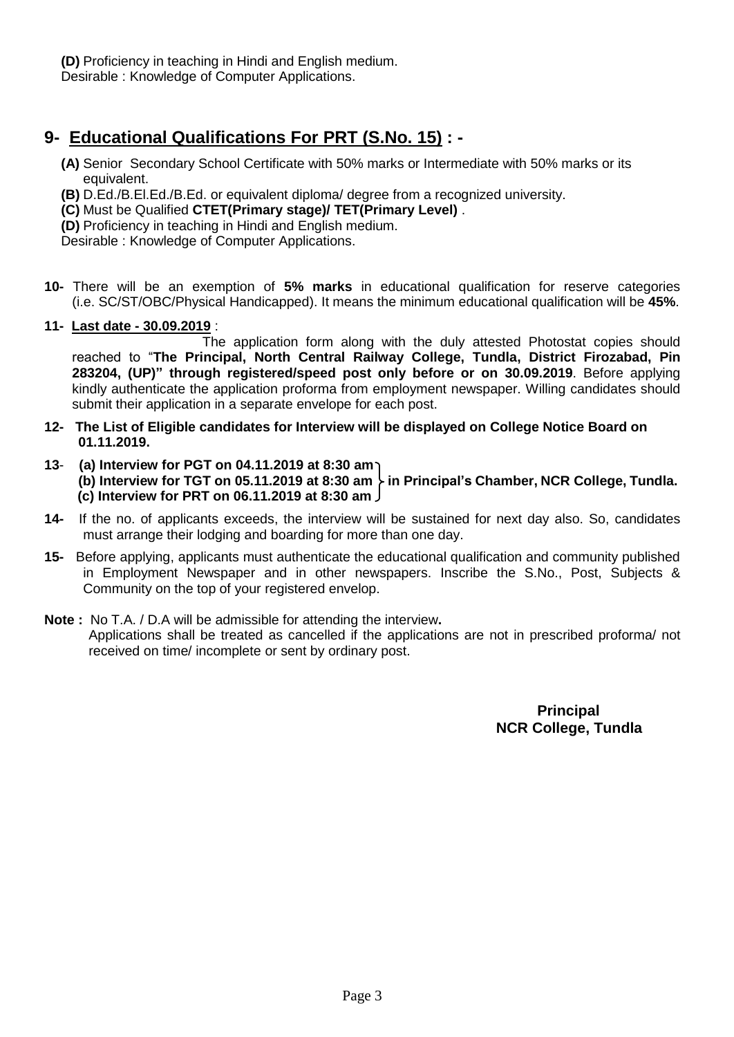**(D)** Proficiency in teaching in Hindi and English medium.
Desirable : Knowledge of Computer Applications.

## 9- Educational Qualifications For PRT (S.No. 15) : -

**(A)** Senior Secondary School Certificate with 50% marks or Intermediate with 50% marks or its equivalent.
**(B)** D.Ed./B.El.Ed./B.Ed. or equivalent diploma/ degree from a recognized university.
**(C)** Must be Qualified **CTET(Primary stage)/ TET(Primary Level)** .
**(D)** Proficiency in teaching in Hindi and English medium.
Desirable : Knowledge of Computer Applications.

**10-** There will be an exemption of **5% marks** in educational qualification for reserve categories (i.e. SC/ST/OBC/Physical Handicapped). It means the minimum educational qualification will be **45%**.

**11-** **Last date - 30.09.2019** :
The application form along with the duly attested Photostat copies should reached to "**The Principal, North Central Railway College, Tundla, District Firozabad, Pin 283204, (UP)" through registered/speed post only before or on 30.09.2019**. Before applying kindly authenticate the application proforma from employment newspaper. Willing candidates should submit their application in a separate envelope for each post.

**12- The List of Eligible candidates for Interview will be displayed on College Notice Board on 01.11.2019.**

**13- (a) Interview for PGT on 04.11.2019 at 8:30 am**
**(b) Interview for TGT on 05.11.2019 at 8:30 am**
**(c) Interview for PRT on 06.11.2019 at 8:30 am**
**} in Principal's Chamber, NCR College, Tundla.**

**14-** If the no. of applicants exceeds, the interview will be sustained for next day also. So, candidates must arrange their lodging and boarding for more than one day.

**15-** Before applying, applicants must authenticate the educational qualification and community published in Employment Newspaper and in other newspapers. Inscribe the S.No., Post, Subjects & Community on the top of your registered envelop.

**Note :** No T.A. / D.A will be admissible for attending the interview**.**
Applications shall be treated as cancelled if the applications are not in prescribed proforma/ not received on time/ incomplete or sent by ordinary post.

**Principal**
**NCR College, Tundla**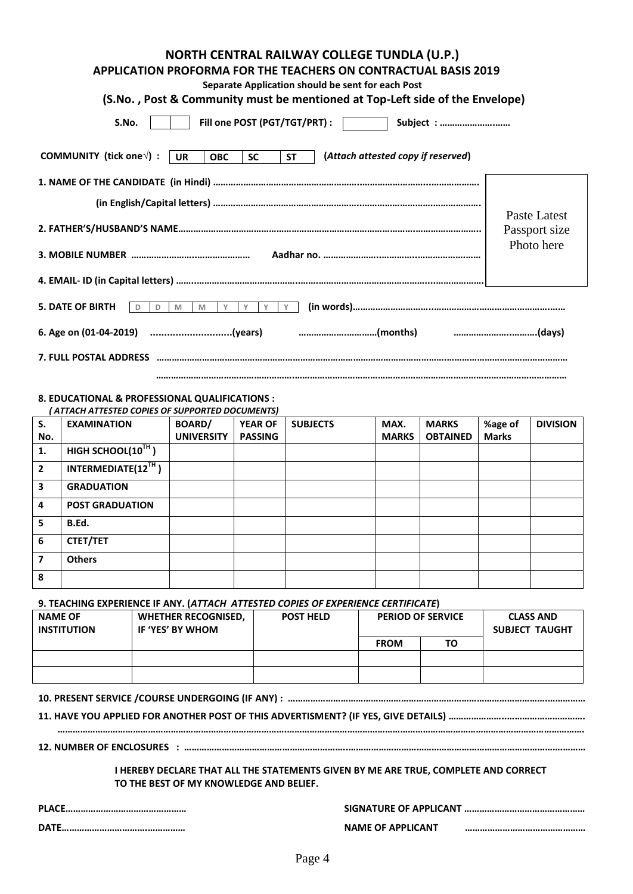# NORTH CENTRAL RAILWAY COLLEGE TUNDLA (U.P.)

## APPLICATION PROFORMA FOR THE TEACHERS ON CONTRACTUAL BASIS 2019

**Separate Application should be sent for each Post**

**(S.No. , Post & Community must be mentioned at Top-Left side of the Envelope)**

**S.No.** [ ][ ] **Fill one POST (PGT/TGT/PRT) :** [ ] **Subject : ………………………**

**COMMUNITY (tick one√) :** [UR] [OBC] [SC] [ST] **(*Attach attested copy if reserved*)**

Paste Latest Passport size Photo here

**1. NAME OF THE CANDIDATE (in Hindi) ……………………………………………………………………………………**

**(in English/Capital letters) ……………………………………………………………………………………**

**2. FATHER'S/HUSBAND'S NAME……………………………………………………………………………………**

**3. MOBILE NUMBER ……………………………………… Aadhar no. ……………………………………………………**

**4. EMAIL- ID (in Capital letters) ……………………………………………………………………………………**

**5. DATE OF BIRTH** [D][D][M][M][Y][Y][Y][Y] **(in words)……………………………………………………………………**

**6. Age on (01-04-2019) ............................(years) …………………………(months) …………………………(days)**

**7. FULL POSTAL ADDRESS ……………………………………………………………………………………………………**

**……………………………………………………………………………………………………………………………**

**8. EDUCATIONAL & PROFESSIONAL QUALIFICATIONS :**
***( ATTACH ATTESTED COPIES OF SUPPORTED DOCUMENTS)***

| S. No. | EXAMINATION | BOARD/ UNIVERSITY | YEAR OF PASSING | SUBJECTS | MAX. MARKS | MARKS OBTAINED | %age of Marks | DIVISION |
|---|---|---|---|---|---|---|---|---|
| 1. | HIGH SCHOOL($10^{TH}$) | | | | | | | |
| 2 | INTERMEDIATE($12^{TH}$) | | | | | | | |
| 3 | GRADUATION | | | | | | | |
| 4 | POST GRADUATION | | | | | | | |
| 5 | B.Ed. | | | | | | | |
| 6 | CTET/TET | | | | | | | |
| 7 | Others | | | | | | | |
| 8 | | | | | | | | |

**9. TEACHING EXPERIENCE IF ANY. (*ATTACH ATTESTED COPIES OF EXPERIENCE CERTIFICATE*)**

| NAME OF INSTITUTION | WHETHER RECOGNISED, IF 'YES' BY WHOM | POST HELD | PERIOD OF SERVICE | | CLASS AND SUBJECT TAUGHT |
|---|---|---|---|---|---|
| | | | FROM | TO | |
| | | | | | |
| | | | | | |

**10. PRESENT SERVICE /COURSE UNDERGOING (IF ANY) : ……………………………………………………………………**

**11. HAVE YOU APPLIED FOR ANOTHER POST OF THIS ADVERTISMENT? (IF YES, GIVE DETAILS) ……………………………**

**……………………………………………………………………………………………………………………………**

**12. NUMBER OF ENCLOSURES : ……………………………………………………………………………………………**

**I HEREBY DECLARE THAT ALL THE STATEMENTS GIVEN BY ME ARE TRUE, COMPLETE AND CORRECT TO THE BEST OF MY KNOWLEDGE AND BELIEF.**

**PLACE………………………………………** **SIGNATURE OF APPLICANT ………………………………………**

**DATE………………………………………** **NAME OF APPLICANT ………………………………………**